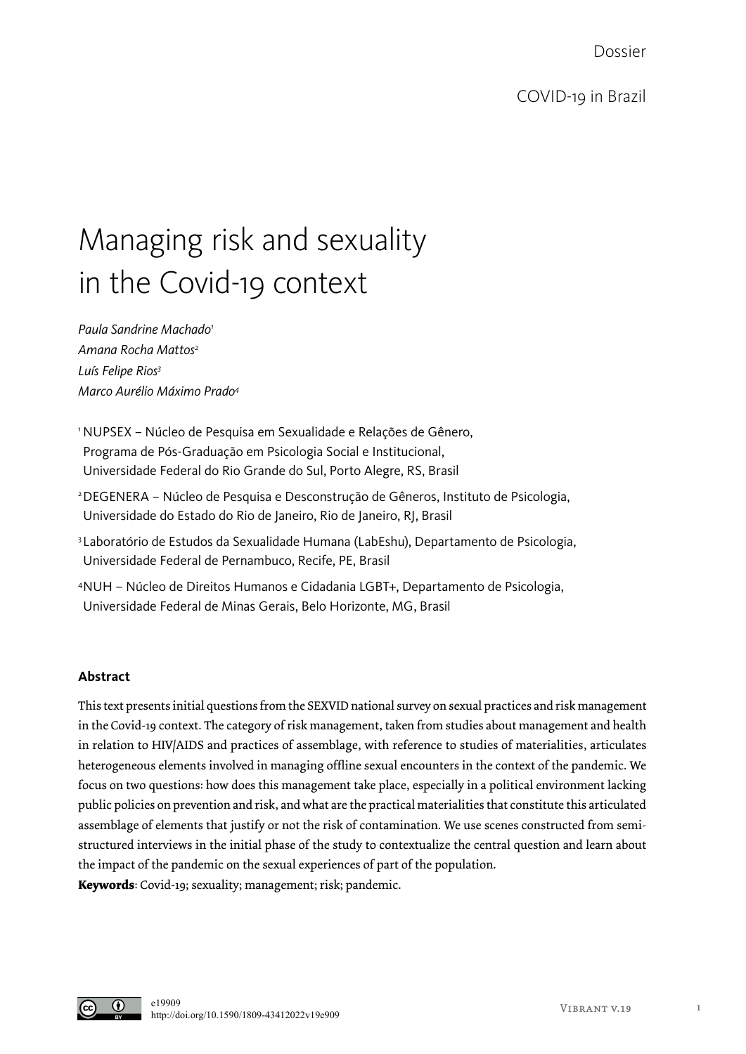Dossier

COVID-19 in Brazil

# Managing risk and sexuality in the Covid-19 context

*Paula Sandrine Machado*[1]
*Amana Rocha Mattos*[2]
*Luís Felipe Rios*[3]
*Marco Aurélio Máximo Prado*[4]

[1] NUPSEX – Núcleo de Pesquisa em Sexualidade e Relações de Gênero, Programa de Pós-Graduação em Psicologia Social e Institucional, Universidade Federal do Rio Grande do Sul, Porto Alegre, RS, Brasil

[2] DEGENERA – Núcleo de Pesquisa e Desconstrução de Gêneros, Instituto de Psicologia, Universidade do Estado do Rio de Janeiro, Rio de Janeiro, RJ, Brasil

[3] Laboratório de Estudos da Sexualidade Humana (LabEshu), Departamento de Psicologia, Universidade Federal de Pernambuco, Recife, PE, Brasil

[4] NUH – Núcleo de Direitos Humanos e Cidadania LGBT+, Departamento de Psicologia, Universidade Federal de Minas Gerais, Belo Horizonte, MG, Brasil

**Abstract**

This text presents initial questions from the SEXVID national survey on sexual practices and risk management in the Covid-19 context. The category of risk management, taken from studies about management and health in relation to HIV/AIDS and practices of assemblage, with reference to studies of materialities, articulates heterogeneous elements involved in managing offline sexual encounters in the context of the pandemic. We focus on two questions: how does this management take place, especially in a political environment lacking public policies on prevention and risk, and what are the practical materialities that constitute this articulated assemblage of elements that justify or not the risk of contamination. We use scenes constructed from semi-structured interviews in the initial phase of the study to contextualize the central question and learn about the impact of the pandemic on the sexual experiences of part of the population.

**Keywords**: Covid-19; sexuality; management; risk; pandemic.

e19909
http://doi.org/10.1590/1809-43412022v19e909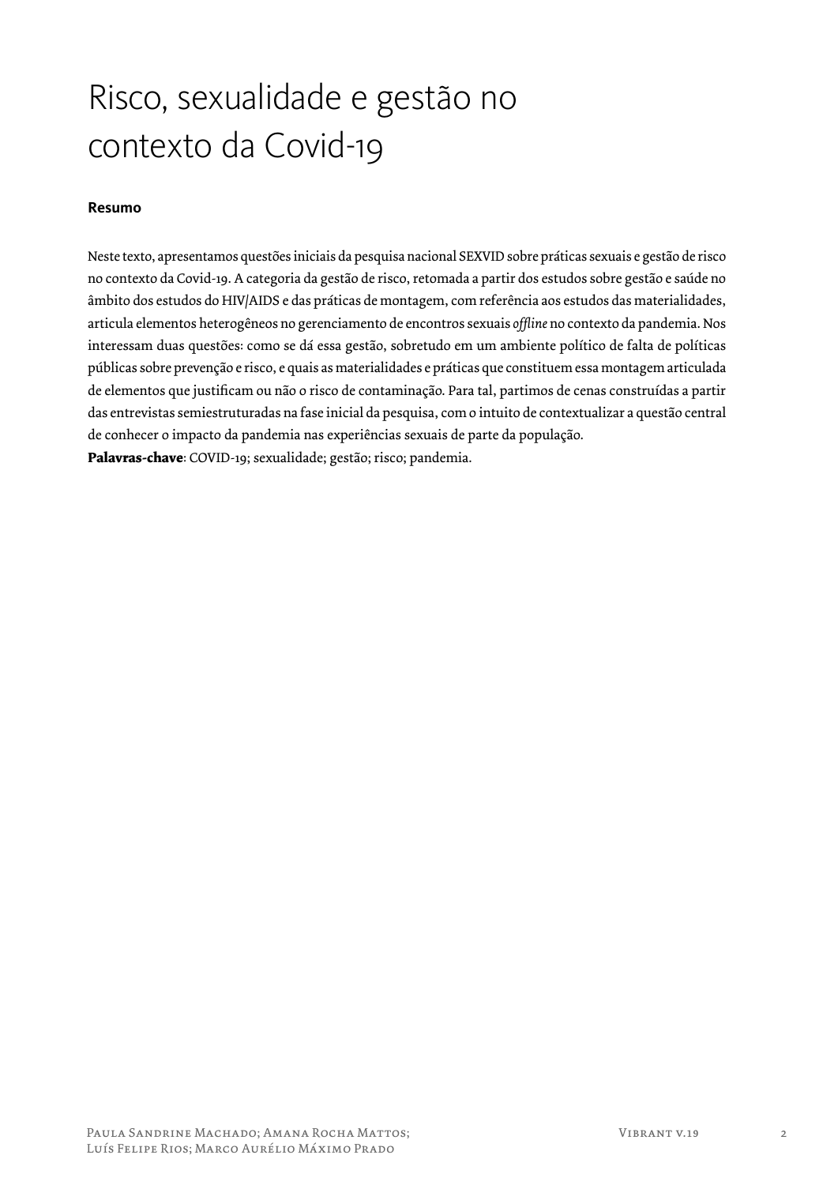# Risco, sexualidade e gestão no contexto da Covid-19

**Resumo**

Neste texto, apresentamos questões iniciais da pesquisa nacional SEXVID sobre práticas sexuais e gestão de risco no contexto da Covid-19. A categoria da gestão de risco, retomada a partir dos estudos sobre gestão e saúde no âmbito dos estudos do HIV/AIDS e das práticas de montagem, com referência aos estudos das materialidades, articula elementos heterogêneos no gerenciamento de encontros sexuais *offline* no contexto da pandemia. Nos interessam duas questões: como se dá essa gestão, sobretudo em um ambiente político de falta de políticas públicas sobre prevenção e risco, e quais as materialidades e práticas que constituem essa montagem articulada de elementos que justificam ou não o risco de contaminação. Para tal, partimos de cenas construídas a partir das entrevistas semiestruturadas na fase inicial da pesquisa, com o intuito de contextualizar a questão central de conhecer o impacto da pandemia nas experiências sexuais de parte da população.

**Palavras-chave**: COVID-19; sexualidade; gestão; risco; pandemia.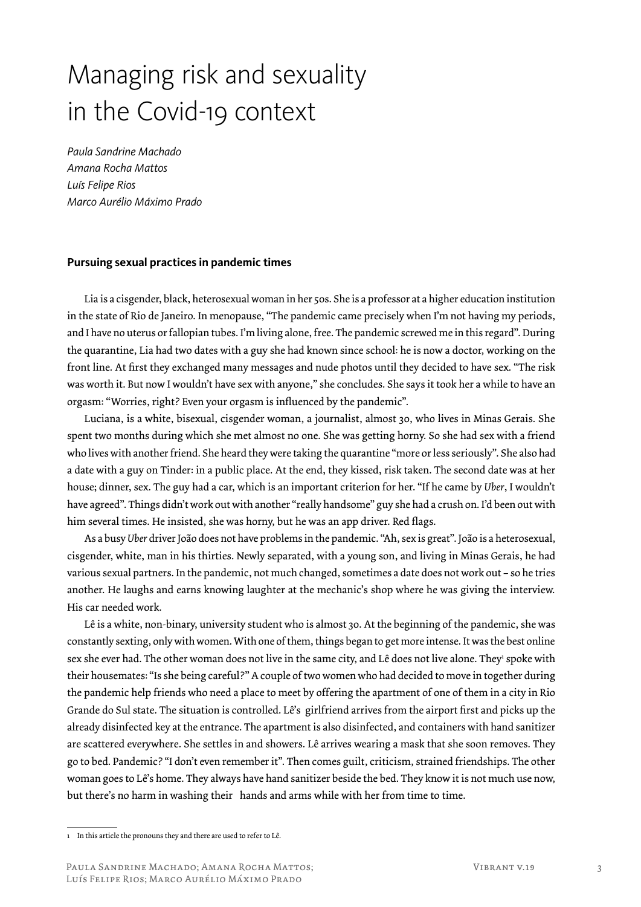# Managing risk and sexuality in the Covid-19 context

*Paula Sandrine Machado*
*Amana Rocha Mattos*
*Luís Felipe Rios*
*Marco Aurélio Máximo Prado*

**Pursuing sexual practices in pandemic times**

Lia is a cisgender, black, heterosexual woman in her 50s. She is a professor at a higher education institution in the state of Rio de Janeiro. In menopause, "The pandemic came precisely when I'm not having my periods, and I have no uterus or fallopian tubes. I'm living alone, free. The pandemic screwed me in this regard". During the quarantine, Lia had two dates with a guy she had known since school: he is now a doctor, working on the front line. At first they exchanged many messages and nude photos until they decided to have sex. "The risk was worth it. But now I wouldn't have sex with anyone," she concludes. She says it took her a while to have an orgasm: "Worries, right? Even your orgasm is influenced by the pandemic".

Luciana, is a white, bisexual, cisgender woman, a journalist, almost 30, who lives in Minas Gerais. She spent two months during which she met almost no one. She was getting horny. So she had sex with a friend who lives with another friend. She heard they were taking the quarantine "more or less seriously". She also had a date with a guy on Tinder: in a public place. At the end, they kissed, risk taken. The second date was at her house; dinner, sex. The guy had a car, which is an important criterion for her. "If he came by *Uber*, I wouldn't have agreed". Things didn't work out with another "really handsome" guy she had a crush on. I'd been out with him several times. He insisted, she was horny, but he was an app driver. Red flags.

As a busy *Uber* driver João does not have problems in the pandemic. "Ah, sex is great". João is a heterosexual, cisgender, white, man in his thirties. Newly separated, with a young son, and living in Minas Gerais, he had various sexual partners. In the pandemic, not much changed, sometimes a date does not work out – so he tries another. He laughs and earns knowing laughter at the mechanic's shop where he was giving the interview. His car needed work.

Lê is a white, non-binary, university student who is almost 30. At the beginning of the pandemic, she was constantly sexting, only with women. With one of them, things began to get more intense. It was the best online sex she ever had. The other woman does not live in the same city, and Lê does not live alone. They[1] spoke with their housemates: "Is she being careful?" A couple of two women who had decided to move in together during the pandemic help friends who need a place to meet by offering the apartment of one of them in a city in Rio Grande do Sul state. The situation is controlled. Lê's girlfriend arrives from the airport first and picks up the already disinfected key at the entrance. The apartment is also disinfected, and containers with hand sanitizer are scattered everywhere. She settles in and showers. Lê arrives wearing a mask that she soon removes. They go to bed. Pandemic? "I don't even remember it". Then comes guilt, criticism, strained friendships. The other woman goes to Lê's home. They always have hand sanitizer beside the bed. They know it is not much use now, but there's no harm in washing their hands and arms while with her from time to time.

---

1 In this article the pronouns they and there are used to refer to Lê.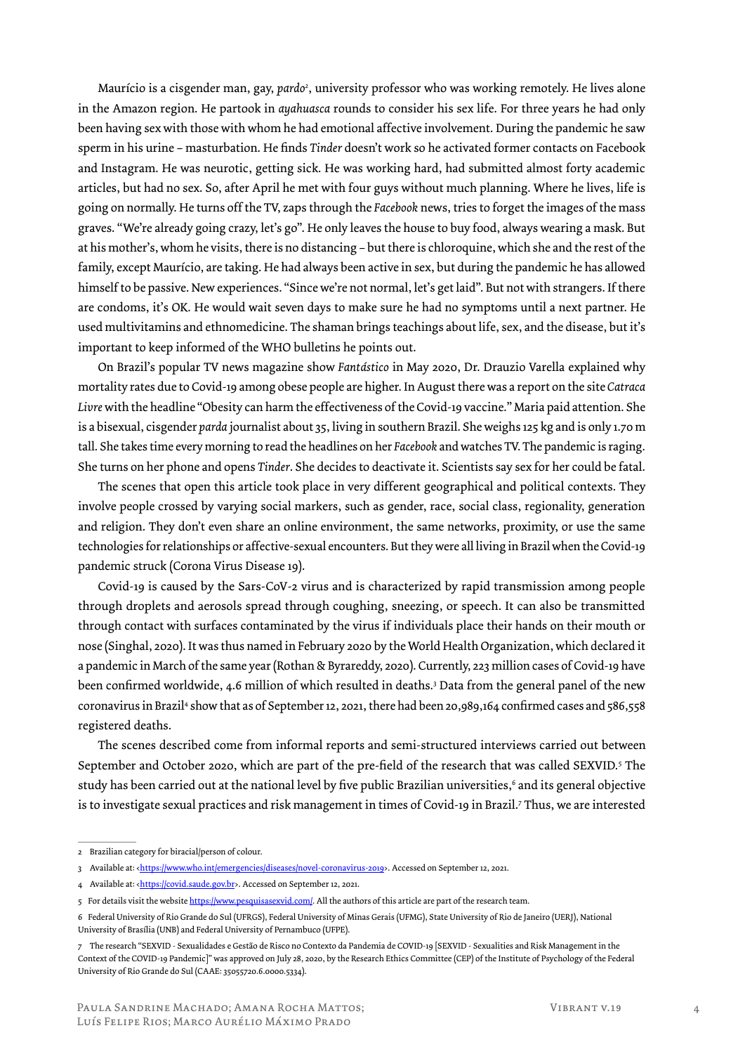Maurício is a cisgender man, gay, *pardo*[2], university professor who was working remotely. He lives alone in the Amazon region. He partook in *ayahuasca* rounds to consider his sex life. For three years he had only been having sex with those with whom he had emotional affective involvement. During the pandemic he saw sperm in his urine – masturbation. He finds *Tinder* doesn't work so he activated former contacts on Facebook and Instagram. He was neurotic, getting sick. He was working hard, had submitted almost forty academic articles, but had no sex. So, after April he met with four guys without much planning. Where he lives, life is going on normally. He turns off the TV, zaps through the *Facebook* news, tries to forget the images of the mass graves. "We're already going crazy, let's go". He only leaves the house to buy food, always wearing a mask. But at his mother's, whom he visits, there is no distancing – but there is chloroquine, which she and the rest of the family, except Maurício, are taking. He had always been active in sex, but during the pandemic he has allowed himself to be passive. New experiences. "Since we're not normal, let's get laid". But not with strangers. If there are condoms, it's OK. He would wait seven days to make sure he had no symptoms until a next partner. He used multivitamins and ethnomedicine. The shaman brings teachings about life, sex, and the disease, but it's important to keep informed of the WHO bulletins he points out.

On Brazil's popular TV news magazine show *Fantástico* in May 2020, Dr. Drauzio Varella explained why mortality rates due to Covid-19 among obese people are higher. In August there was a report on the site *Catraca Livre* with the headline "Obesity can harm the effectiveness of the Covid-19 vaccine." Maria paid attention. She is a bisexual, cisgender *parda* journalist about 35, living in southern Brazil. She weighs 125 kg and is only 1.70 m tall. She takes time every morning to read the headlines on her *Facebook* and watches TV. The pandemic is raging. She turns on her phone and opens *Tinder*. She decides to deactivate it. Scientists say sex for her could be fatal.

The scenes that open this article took place in very different geographical and political contexts. They involve people crossed by varying social markers, such as gender, race, social class, regionality, generation and religion. They don't even share an online environment, the same networks, proximity, or use the same technologies for relationships or affective-sexual encounters. But they were all living in Brazil when the Covid-19 pandemic struck (Corona Virus Disease 19).

Covid-19 is caused by the Sars-CoV-2 virus and is characterized by rapid transmission among people through droplets and aerosols spread through coughing, sneezing, or speech. It can also be transmitted through contact with surfaces contaminated by the virus if individuals place their hands on their mouth or nose (Singhal, 2020). It was thus named in February 2020 by the World Health Organization, which declared it a pandemic in March of the same year (Rothan & Byrareddy, 2020). Currently, 223 million cases of Covid-19 have been confirmed worldwide, 4.6 million of which resulted in deaths.[3] Data from the general panel of the new coronavirus in Brazil[4] show that as of September 12, 2021, there had been 20,989,164 confirmed cases and 586,558 registered deaths.

The scenes described come from informal reports and semi-structured interviews carried out between September and October 2020, which are part of the pre-field of the research that was called SEXVID.[5] The study has been carried out at the national level by five public Brazilian universities,[6] and its general objective is to investigate sexual practices and risk management in times of Covid-19 in Brazil.[7] Thus, we are interested

---

2 Brazilian category for biracial/person of colour.

3 Available at: <https://www.who.int/emergencies/diseases/novel-coronavirus-2019>. Accessed on September 12, 2021.

4 Available at: <https://covid.saude.gov.br>. Accessed on September 12, 2021.

5 For details visit the website https://www.pesquisasexvid.com/. All the authors of this article are part of the research team.

6 Federal University of Rio Grande do Sul (UFRGS), Federal University of Minas Gerais (UFMG), State University of Rio de Janeiro (UERJ), National University of Brasília (UNB) and Federal University of Pernambuco (UFPE).

7 The research "SEXVID - Sexualidades e Gestão de Risco no Contexto da Pandemia de COVID-19 [SEXVID - Sexualities and Risk Management in the Context of the COVID-19 Pandemic]" was approved on July 28, 2020, by the Research Ethics Committee (CEP) of the Institute of Psychology of the Federal University of Rio Grande do Sul (CAAE: 35055720.6.0000.5334).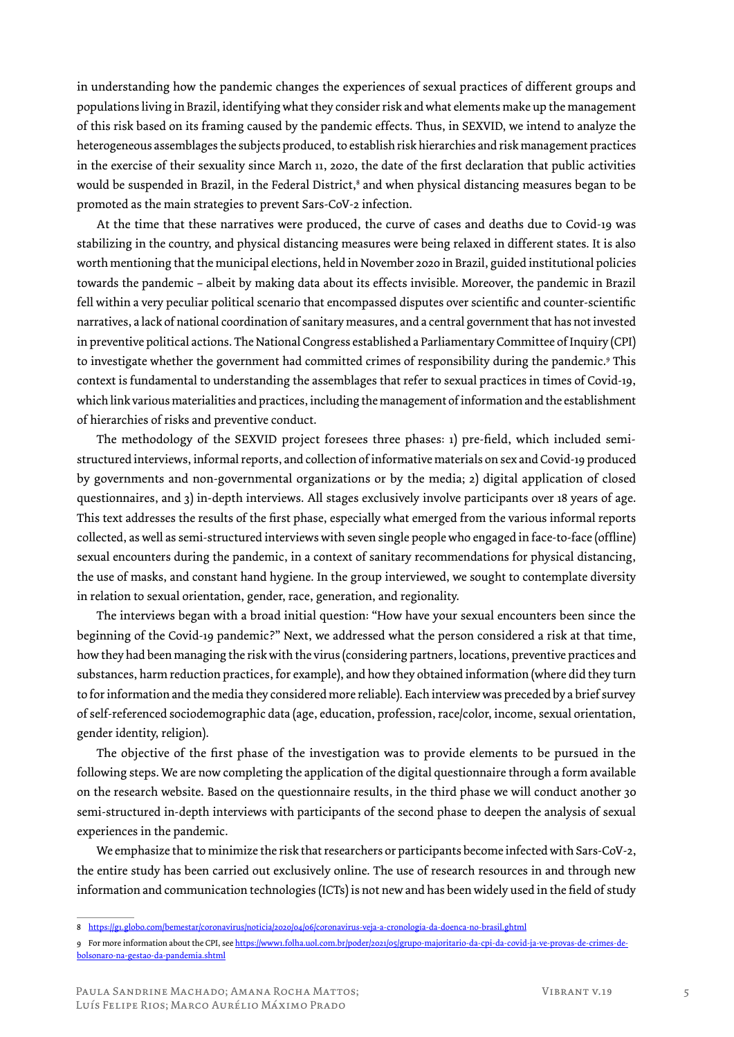in understanding how the pandemic changes the experiences of sexual practices of different groups and populations living in Brazil, identifying what they consider risk and what elements make up the management of this risk based on its framing caused by the pandemic effects. Thus, in SEXVID, we intend to analyze the heterogeneous assemblages the subjects produced, to establish risk hierarchies and risk management practices in the exercise of their sexuality since March 11, 2020, the date of the first declaration that public activities would be suspended in Brazil, in the Federal District,[8] and when physical distancing measures began to be promoted as the main strategies to prevent Sars-CoV-2 infection.

At the time that these narratives were produced, the curve of cases and deaths due to Covid-19 was stabilizing in the country, and physical distancing measures were being relaxed in different states. It is also worth mentioning that the municipal elections, held in November 2020 in Brazil, guided institutional policies towards the pandemic – albeit by making data about its effects invisible. Moreover, the pandemic in Brazil fell within a very peculiar political scenario that encompassed disputes over scientific and counter-scientific narratives, a lack of national coordination of sanitary measures, and a central government that has not invested in preventive political actions. The National Congress established a Parliamentary Committee of Inquiry (CPI) to investigate whether the government had committed crimes of responsibility during the pandemic.[9] This context is fundamental to understanding the assemblages that refer to sexual practices in times of Covid-19, which link various materialities and practices, including the management of information and the establishment of hierarchies of risks and preventive conduct.

The methodology of the SEXVID project foresees three phases: 1) pre-field, which included semi-structured interviews, informal reports, and collection of informative materials on sex and Covid-19 produced by governments and non-governmental organizations or by the media; 2) digital application of closed questionnaires, and 3) in-depth interviews. All stages exclusively involve participants over 18 years of age. This text addresses the results of the first phase, especially what emerged from the various informal reports collected, as well as semi-structured interviews with seven single people who engaged in face-to-face (offline) sexual encounters during the pandemic, in a context of sanitary recommendations for physical distancing, the use of masks, and constant hand hygiene. In the group interviewed, we sought to contemplate diversity in relation to sexual orientation, gender, race, generation, and regionality.

The interviews began with a broad initial question: "How have your sexual encounters been since the beginning of the Covid-19 pandemic?" Next, we addressed what the person considered a risk at that time, how they had been managing the risk with the virus (considering partners, locations, preventive practices and substances, harm reduction practices, for example), and how they obtained information (where did they turn to for information and the media they considered more reliable). Each interview was preceded by a brief survey of self-referenced sociodemographic data (age, education, profession, race/color, income, sexual orientation, gender identity, religion).

The objective of the first phase of the investigation was to provide elements to be pursued in the following steps. We are now completing the application of the digital questionnaire through a form available on the research website. Based on the questionnaire results, in the third phase we will conduct another 30 semi-structured in-depth interviews with participants of the second phase to deepen the analysis of sexual experiences in the pandemic.

We emphasize that to minimize the risk that researchers or participants become infected with Sars-CoV-2, the entire study has been carried out exclusively online. The use of research resources in and through new information and communication technologies (ICTs) is not new and has been widely used in the field of study

---

8 https://g1.globo.com/bemestar/coronavirus/noticia/2020/04/06/coronavirus-veja-a-cronologia-da-doenca-no-brasil.ghtml

9 For more information about the CPI, see https://www1.folha.uol.com.br/poder/2021/05/grupo-majoritario-da-cpi-da-covid-ja-ve-provas-de-crimes-de-bolsonaro-na-gestao-da-pandemia.shtml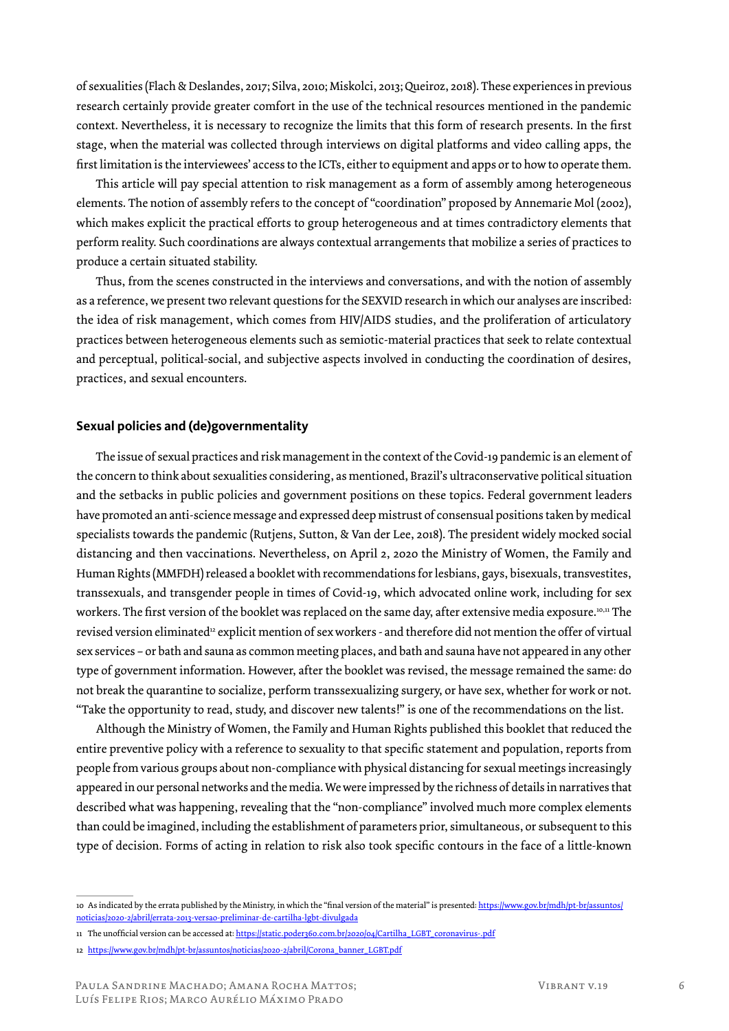of sexualities (Flach & Deslandes, 2017; Silva, 2010; Miskolci, 2013; Queiroz, 2018). These experiences in previous research certainly provide greater comfort in the use of the technical resources mentioned in the pandemic context. Nevertheless, it is necessary to recognize the limits that this form of research presents. In the first stage, when the material was collected through interviews on digital platforms and video calling apps, the first limitation is the interviewees' access to the ICTs, either to equipment and apps or to how to operate them.

This article will pay special attention to risk management as a form of assembly among heterogeneous elements. The notion of assembly refers to the concept of "coordination" proposed by Annemarie Mol (2002), which makes explicit the practical efforts to group heterogeneous and at times contradictory elements that perform reality. Such coordinations are always contextual arrangements that mobilize a series of practices to produce a certain situated stability.

Thus, from the scenes constructed in the interviews and conversations, and with the notion of assembly as a reference, we present two relevant questions for the SEXVID research in which our analyses are inscribed: the idea of risk management, which comes from HIV/AIDS studies, and the proliferation of articulatory practices between heterogeneous elements such as semiotic-material practices that seek to relate contextual and perceptual, political-social, and subjective aspects involved in conducting the coordination of desires, practices, and sexual encounters.

## Sexual policies and (de)governmentality

The issue of sexual practices and risk management in the context of the Covid-19 pandemic is an element of the concern to think about sexualities considering, as mentioned, Brazil's ultraconservative political situation and the setbacks in public policies and government positions on these topics. Federal government leaders have promoted an anti-science message and expressed deep mistrust of consensual positions taken by medical specialists towards the pandemic (Rutjens, Sutton, & Van der Lee, 2018). The president widely mocked social distancing and then vaccinations. Nevertheless, on April 2, 2020 the Ministry of Women, the Family and Human Rights (MMFDH) released a booklet with recommendations for lesbians, gays, bisexuals, transvestites, transsexuals, and transgender people in times of Covid-19, which advocated online work, including for sex workers. The first version of the booklet was replaced on the same day, after extensive media exposure.[10,11] The revised version eliminated[12] explicit mention of sex workers - and therefore did not mention the offer of virtual sex services – or bath and sauna as common meeting places, and bath and sauna have not appeared in any other type of government information. However, after the booklet was revised, the message remained the same: do not break the quarantine to socialize, perform transsexualizing surgery, or have sex, whether for work or not. "Take the opportunity to read, study, and discover new talents!" is one of the recommendations on the list.

Although the Ministry of Women, the Family and Human Rights published this booklet that reduced the entire preventive policy with a reference to sexuality to that specific statement and population, reports from people from various groups about non-compliance with physical distancing for sexual meetings increasingly appeared in our personal networks and the media. We were impressed by the richness of details in narratives that described what was happening, revealing that the "non-compliance" involved much more complex elements than could be imagined, including the establishment of parameters prior, simultaneous, or subsequent to this type of decision. Forms of acting in relation to risk also took specific contours in the face of a little-known

---

10 As indicated by the errata published by the Ministry, in which the "final version of the material" is presented: https://www.gov.br/mdh/pt-br/assuntos/noticias/2020-2/abril/errata-2013-versao-preliminar-de-cartilha-lgbt-divulgada

11 The unofficial version can be accessed at: https://static.poder360.com.br/2020/04/Cartilha_LGBT_coronavirus-.pdf

12 https://www.gov.br/mdh/pt-br/assuntos/noticias/2020-2/abril/Corona_banner_LGBT.pdf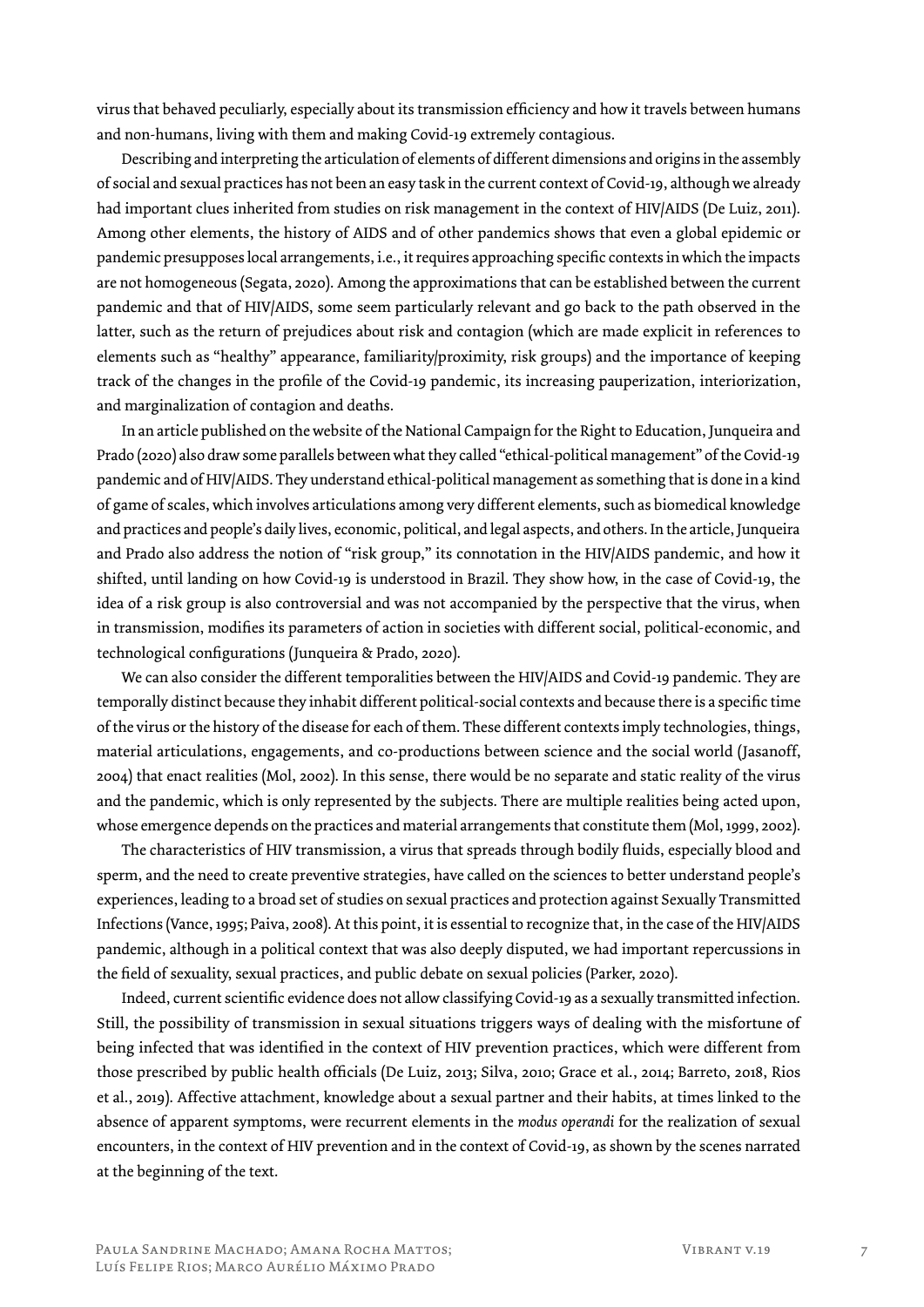virus that behaved peculiarly, especially about its transmission efficiency and how it travels between humans and non-humans, living with them and making Covid-19 extremely contagious.

Describing and interpreting the articulation of elements of different dimensions and origins in the assembly of social and sexual practices has not been an easy task in the current context of Covid-19, although we already had important clues inherited from studies on risk management in the context of HIV/AIDS (De Luiz, 2011). Among other elements, the history of AIDS and of other pandemics shows that even a global epidemic or pandemic presupposes local arrangements, i.e., it requires approaching specific contexts in which the impacts are not homogeneous (Segata, 2020). Among the approximations that can be established between the current pandemic and that of HIV/AIDS, some seem particularly relevant and go back to the path observed in the latter, such as the return of prejudices about risk and contagion (which are made explicit in references to elements such as "healthy" appearance, familiarity/proximity, risk groups) and the importance of keeping track of the changes in the profile of the Covid-19 pandemic, its increasing pauperization, interiorization, and marginalization of contagion and deaths.

In an article published on the website of the National Campaign for the Right to Education, Junqueira and Prado (2020) also draw some parallels between what they called "ethical-political management" of the Covid-19 pandemic and of HIV/AIDS. They understand ethical-political management as something that is done in a kind of game of scales, which involves articulations among very different elements, such as biomedical knowledge and practices and people's daily lives, economic, political, and legal aspects, and others. In the article, Junqueira and Prado also address the notion of "risk group," its connotation in the HIV/AIDS pandemic, and how it shifted, until landing on how Covid-19 is understood in Brazil. They show how, in the case of Covid-19, the idea of a risk group is also controversial and was not accompanied by the perspective that the virus, when in transmission, modifies its parameters of action in societies with different social, political-economic, and technological configurations (Junqueira & Prado, 2020).

We can also consider the different temporalities between the HIV/AIDS and Covid-19 pandemic. They are temporally distinct because they inhabit different political-social contexts and because there is a specific time of the virus or the history of the disease for each of them. These different contexts imply technologies, things, material articulations, engagements, and co-productions between science and the social world (Jasanoff, 2004) that enact realities (Mol, 2002). In this sense, there would be no separate and static reality of the virus and the pandemic, which is only represented by the subjects. There are multiple realities being acted upon, whose emergence depends on the practices and material arrangements that constitute them (Mol, 1999, 2002).

The characteristics of HIV transmission, a virus that spreads through bodily fluids, especially blood and sperm, and the need to create preventive strategies, have called on the sciences to better understand people's experiences, leading to a broad set of studies on sexual practices and protection against Sexually Transmitted Infections (Vance, 1995; Paiva, 2008). At this point, it is essential to recognize that, in the case of the HIV/AIDS pandemic, although in a political context that was also deeply disputed, we had important repercussions in the field of sexuality, sexual practices, and public debate on sexual policies (Parker, 2020).

Indeed, current scientific evidence does not allow classifying Covid-19 as a sexually transmitted infection. Still, the possibility of transmission in sexual situations triggers ways of dealing with the misfortune of being infected that was identified in the context of HIV prevention practices, which were different from those prescribed by public health officials (De Luiz, 2013; Silva, 2010; Grace et al., 2014; Barreto, 2018, Rios et al., 2019). Affective attachment, knowledge about a sexual partner and their habits, at times linked to the absence of apparent symptoms, were recurrent elements in the *modus operandi* for the realization of sexual encounters, in the context of HIV prevention and in the context of Covid-19, as shown by the scenes narrated at the beginning of the text.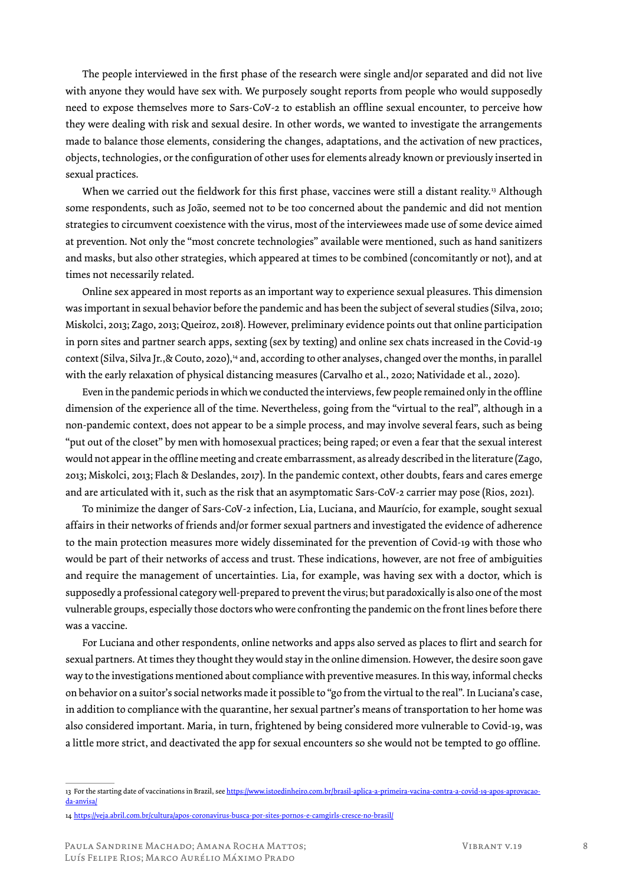The people interviewed in the first phase of the research were single and/or separated and did not live with anyone they would have sex with. We purposely sought reports from people who would supposedly need to expose themselves more to Sars-CoV-2 to establish an offline sexual encounter, to perceive how they were dealing with risk and sexual desire. In other words, we wanted to investigate the arrangements made to balance those elements, considering the changes, adaptations, and the activation of new practices, objects, technologies, or the configuration of other uses for elements already known or previously inserted in sexual practices.

When we carried out the fieldwork for this first phase, vaccines were still a distant reality.[13] Although some respondents, such as João, seemed not to be too concerned about the pandemic and did not mention strategies to circumvent coexistence with the virus, most of the interviewees made use of some device aimed at prevention. Not only the "most concrete technologies" available were mentioned, such as hand sanitizers and masks, but also other strategies, which appeared at times to be combined (concomitantly or not), and at times not necessarily related.

Online sex appeared in most reports as an important way to experience sexual pleasures. This dimension was important in sexual behavior before the pandemic and has been the subject of several studies (Silva, 2010; Miskolci, 2013; Zago, 2013; Queiroz, 2018). However, preliminary evidence points out that online participation in porn sites and partner search apps, sexting (sex by texting) and online sex chats increased in the Covid-19 context (Silva, Silva Jr.,& Couto, 2020),[14] and, according to other analyses, changed over the months, in parallel with the early relaxation of physical distancing measures (Carvalho et al., 2020; Natividade et al., 2020).

Even in the pandemic periods in which we conducted the interviews, few people remained only in the offline dimension of the experience all of the time. Nevertheless, going from the "virtual to the real", although in a non-pandemic context, does not appear to be a simple process, and may involve several fears, such as being "put out of the closet" by men with homosexual practices; being raped; or even a fear that the sexual interest would not appear in the offline meeting and create embarrassment, as already described in the literature (Zago, 2013; Miskolci, 2013; Flach & Deslandes, 2017). In the pandemic context, other doubts, fears and cares emerge and are articulated with it, such as the risk that an asymptomatic Sars-CoV-2 carrier may pose (Rios, 2021).

To minimize the danger of Sars-CoV-2 infection, Lia, Luciana, and Maurício, for example, sought sexual affairs in their networks of friends and/or former sexual partners and investigated the evidence of adherence to the main protection measures more widely disseminated for the prevention of Covid-19 with those who would be part of their networks of access and trust. These indications, however, are not free of ambiguities and require the management of uncertainties. Lia, for example, was having sex with a doctor, which is supposedly a professional category well-prepared to prevent the virus; but paradoxically is also one of the most vulnerable groups, especially those doctors who were confronting the pandemic on the front lines before there was a vaccine.

For Luciana and other respondents, online networks and apps also served as places to flirt and search for sexual partners. At times they thought they would stay in the online dimension. However, the desire soon gave way to the investigations mentioned about compliance with preventive measures. In this way, informal checks on behavior on a suitor's social networks made it possible to "go from the virtual to the real". In Luciana's case, in addition to compliance with the quarantine, her sexual partner's means of transportation to her home was also considered important. Maria, in turn, frightened by being considered more vulnerable to Covid-19, was a little more strict, and deactivated the app for sexual encounters so she would not be tempted to go offline.

---

13 For the starting date of vaccinations in Brazil, see https://www.istoedinheiro.com.br/brasil-aplica-a-primeira-vacina-contra-a-covid-19-apos-aprovacao-da-anvisa/

14 https://veja.abril.com.br/cultura/apos-coronavirus-busca-por-sites-pornos-e-camgirls-cresce-no-brasil/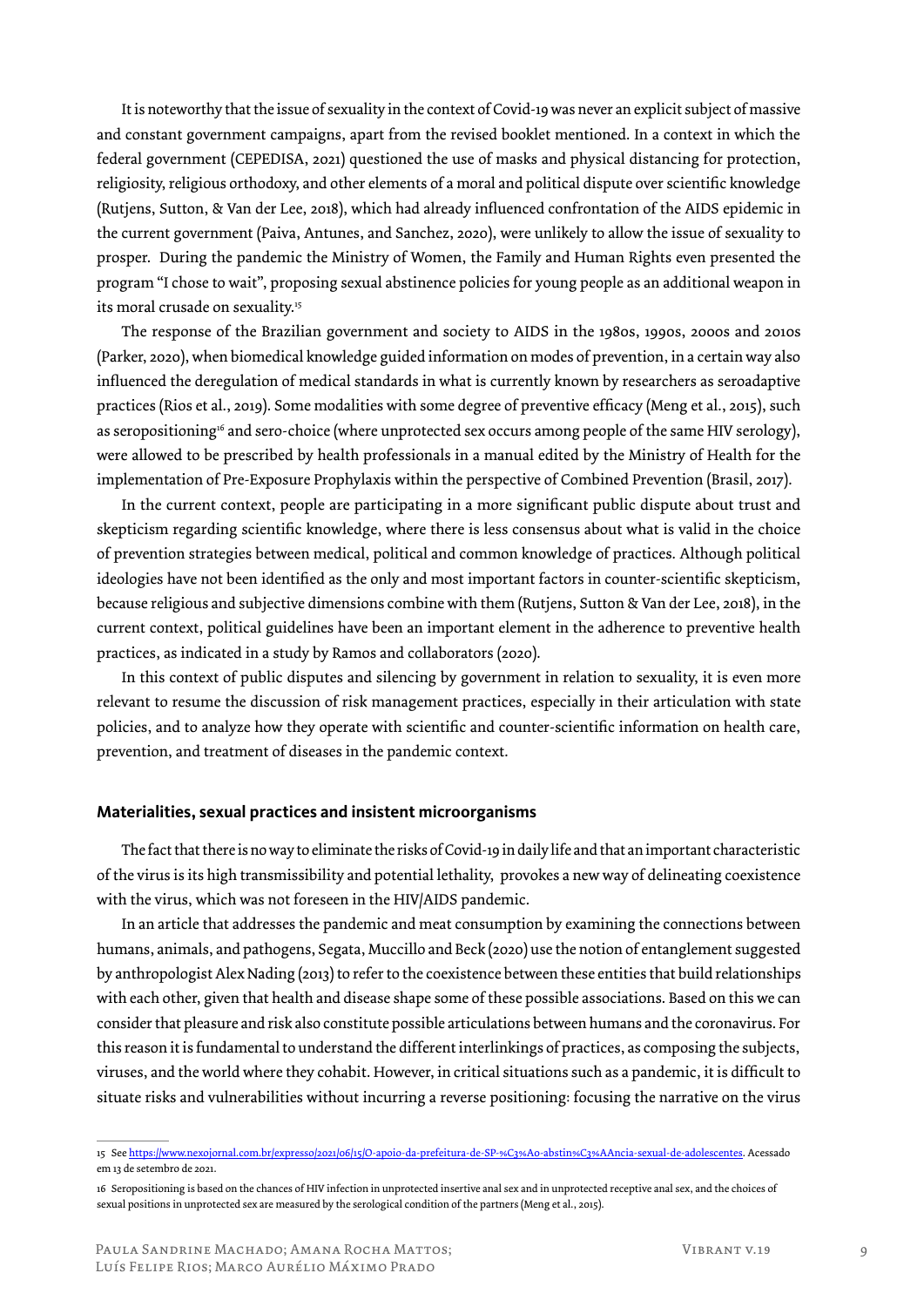It is noteworthy that the issue of sexuality in the context of Covid-19 was never an explicit subject of massive and constant government campaigns, apart from the revised booklet mentioned. In a context in which the federal government (CEPEDISA, 2021) questioned the use of masks and physical distancing for protection, religiosity, religious orthodoxy, and other elements of a moral and political dispute over scientific knowledge (Rutjens, Sutton, & Van der Lee, 2018), which had already influenced confrontation of the AIDS epidemic in the current government (Paiva, Antunes, and Sanchez, 2020), were unlikely to allow the issue of sexuality to prosper. During the pandemic the Ministry of Women, the Family and Human Rights even presented the program "I chose to wait", proposing sexual abstinence policies for young people as an additional weapon in its moral crusade on sexuality.[15]

The response of the Brazilian government and society to AIDS in the 1980s, 1990s, 2000s and 2010s (Parker, 2020), when biomedical knowledge guided information on modes of prevention, in a certain way also influenced the deregulation of medical standards in what is currently known by researchers as seroadaptive practices (Rios et al., 2019). Some modalities with some degree of preventive efficacy (Meng et al., 2015), such as seropositioning[16] and sero-choice (where unprotected sex occurs among people of the same HIV serology), were allowed to be prescribed by health professionals in a manual edited by the Ministry of Health for the implementation of Pre-Exposure Prophylaxis within the perspective of Combined Prevention (Brasil, 2017).

In the current context, people are participating in a more significant public dispute about trust and skepticism regarding scientific knowledge, where there is less consensus about what is valid in the choice of prevention strategies between medical, political and common knowledge of practices. Although political ideologies have not been identified as the only and most important factors in counter-scientific skepticism, because religious and subjective dimensions combine with them (Rutjens, Sutton & Van der Lee, 2018), in the current context, political guidelines have been an important element in the adherence to preventive health practices, as indicated in a study by Ramos and collaborators (2020).

In this context of public disputes and silencing by government in relation to sexuality, it is even more relevant to resume the discussion of risk management practices, especially in their articulation with state policies, and to analyze how they operate with scientific and counter-scientific information on health care, prevention, and treatment of diseases in the pandemic context.

## Materialities, sexual practices and insistent microorganisms

The fact that there is no way to eliminate the risks of Covid-19 in daily life and that an important characteristic of the virus is its high transmissibility and potential lethality, provokes a new way of delineating coexistence with the virus, which was not foreseen in the HIV/AIDS pandemic.

In an article that addresses the pandemic and meat consumption by examining the connections between humans, animals, and pathogens, Segata, Muccillo and Beck (2020) use the notion of entanglement suggested by anthropologist Alex Nading (2013) to refer to the coexistence between these entities that build relationships with each other, given that health and disease shape some of these possible associations. Based on this we can consider that pleasure and risk also constitute possible articulations between humans and the coronavirus. For this reason it is fundamental to understand the different interlinkings of practices, as composing the subjects, viruses, and the world where they cohabit. However, in critical situations such as a pandemic, it is difficult to situate risks and vulnerabilities without incurring a reverse positioning: focusing the narrative on the virus

---

15 See https://www.nexojornal.com.br/expresso/2021/06/15/O-apoio-da-prefeitura-de-SP-%C3%A0-abstin%C3%AAncia-sexual-de-adolescentes. Acessado em 13 de setembro de 2021.

16 Seropositioning is based on the chances of HIV infection in unprotected insertive anal sex and in unprotected receptive anal sex, and the choices of sexual positions in unprotected sex are measured by the serological condition of the partners (Meng et al., 2015).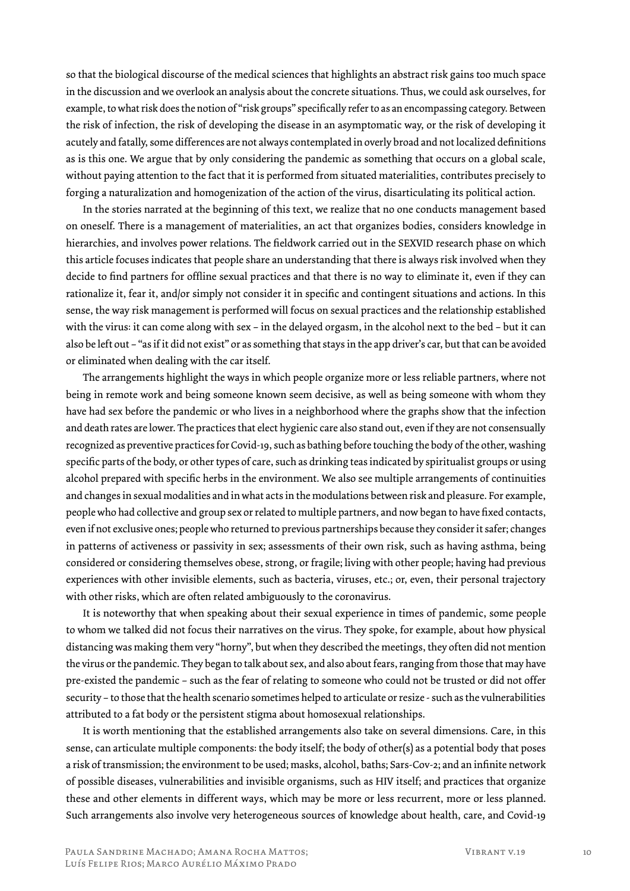so that the biological discourse of the medical sciences that highlights an abstract risk gains too much space in the discussion and we overlook an analysis about the concrete situations. Thus, we could ask ourselves, for example, to what risk does the notion of "risk groups" specifically refer to as an encompassing category. Between the risk of infection, the risk of developing the disease in an asymptomatic way, or the risk of developing it acutely and fatally, some differences are not always contemplated in overly broad and not localized definitions as is this one. We argue that by only considering the pandemic as something that occurs on a global scale, without paying attention to the fact that it is performed from situated materialities, contributes precisely to forging a naturalization and homogenization of the action of the virus, disarticulating its political action.

In the stories narrated at the beginning of this text, we realize that no one conducts management based on oneself. There is a management of materialities, an act that organizes bodies, considers knowledge in hierarchies, and involves power relations. The fieldwork carried out in the SEXVID research phase on which this article focuses indicates that people share an understanding that there is always risk involved when they decide to find partners for offline sexual practices and that there is no way to eliminate it, even if they can rationalize it, fear it, and/or simply not consider it in specific and contingent situations and actions. In this sense, the way risk management is performed will focus on sexual practices and the relationship established with the virus: it can come along with sex – in the delayed orgasm, in the alcohol next to the bed – but it can also be left out – "as if it did not exist" or as something that stays in the app driver's car, but that can be avoided or eliminated when dealing with the car itself.

The arrangements highlight the ways in which people organize more or less reliable partners, where not being in remote work and being someone known seem decisive, as well as being someone with whom they have had sex before the pandemic or who lives in a neighborhood where the graphs show that the infection and death rates are lower. The practices that elect hygienic care also stand out, even if they are not consensually recognized as preventive practices for Covid-19, such as bathing before touching the body of the other, washing specific parts of the body, or other types of care, such as drinking teas indicated by spiritualist groups or using alcohol prepared with specific herbs in the environment. We also see multiple arrangements of continuities and changes in sexual modalities and in what acts in the modulations between risk and pleasure. For example, people who had collective and group sex or related to multiple partners, and now began to have fixed contacts, even if not exclusive ones; people who returned to previous partnerships because they consider it safer; changes in patterns of activeness or passivity in sex; assessments of their own risk, such as having asthma, being considered or considering themselves obese, strong, or fragile; living with other people; having had previous experiences with other invisible elements, such as bacteria, viruses, etc.; or, even, their personal trajectory with other risks, which are often related ambiguously to the coronavirus.

It is noteworthy that when speaking about their sexual experience in times of pandemic, some people to whom we talked did not focus their narratives on the virus. They spoke, for example, about how physical distancing was making them very "horny", but when they described the meetings, they often did not mention the virus or the pandemic. They began to talk about sex, and also about fears, ranging from those that may have pre-existed the pandemic – such as the fear of relating to someone who could not be trusted or did not offer security – to those that the health scenario sometimes helped to articulate or resize - such as the vulnerabilities attributed to a fat body or the persistent stigma about homosexual relationships.

It is worth mentioning that the established arrangements also take on several dimensions. Care, in this sense, can articulate multiple components: the body itself; the body of other(s) as a potential body that poses a risk of transmission; the environment to be used; masks, alcohol, baths; Sars-Cov-2; and an infinite network of possible diseases, vulnerabilities and invisible organisms, such as HIV itself; and practices that organize these and other elements in different ways, which may be more or less recurrent, more or less planned. Such arrangements also involve very heterogeneous sources of knowledge about health, care, and Covid-19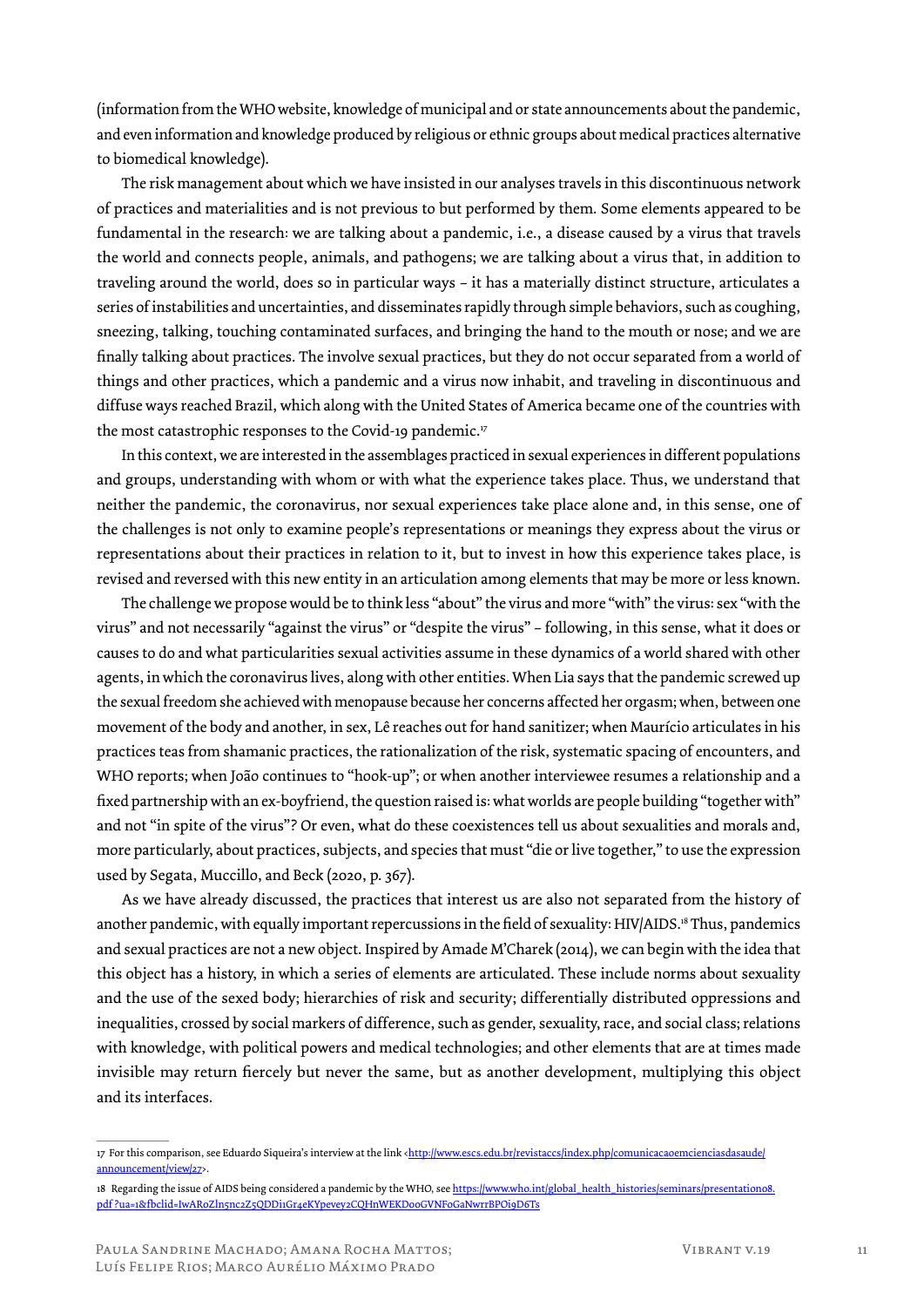(information from the WHO website, knowledge of municipal and or state announcements about the pandemic, and even information and knowledge produced by religious or ethnic groups about medical practices alternative to biomedical knowledge).

The risk management about which we have insisted in our analyses travels in this discontinuous network of practices and materialities and is not previous to but performed by them. Some elements appeared to be fundamental in the research: we are talking about a pandemic, i.e., a disease caused by a virus that travels the world and connects people, animals, and pathogens; we are talking about a virus that, in addition to traveling around the world, does so in particular ways – it has a materially distinct structure, articulates a series of instabilities and uncertainties, and disseminates rapidly through simple behaviors, such as coughing, sneezing, talking, touching contaminated surfaces, and bringing the hand to the mouth or nose; and we are finally talking about practices. The involve sexual practices, but they do not occur separated from a world of things and other practices, which a pandemic and a virus now inhabit, and traveling in discontinuous and diffuse ways reached Brazil, which along with the United States of America became one of the countries with the most catastrophic responses to the Covid-19 pandemic.[17]

In this context, we are interested in the assemblages practiced in sexual experiences in different populations and groups, understanding with whom or with what the experience takes place. Thus, we understand that neither the pandemic, the coronavirus, nor sexual experiences take place alone and, in this sense, one of the challenges is not only to examine people's representations or meanings they express about the virus or representations about their practices in relation to it, but to invest in how this experience takes place, is revised and reversed with this new entity in an articulation among elements that may be more or less known.

The challenge we propose would be to think less "about" the virus and more "with" the virus: sex "with the virus" and not necessarily "against the virus" or "despite the virus" – following, in this sense, what it does or causes to do and what particularities sexual activities assume in these dynamics of a world shared with other agents, in which the coronavirus lives, along with other entities. When Lia says that the pandemic screwed up the sexual freedom she achieved with menopause because her concerns affected her orgasm; when, between one movement of the body and another, in sex, Lê reaches out for hand sanitizer; when Maurício articulates in his practices teas from shamanic practices, the rationalization of the risk, systematic spacing of encounters, and WHO reports; when João continues to "hook-up"; or when another interviewee resumes a relationship and a fixed partnership with an ex-boyfriend, the question raised is: what worlds are people building "together with" and not "in spite of the virus"? Or even, what do these coexistences tell us about sexualities and morals and, more particularly, about practices, subjects, and species that must "die or live together," to use the expression used by Segata, Muccillo, and Beck (2020, p. 367).

As we have already discussed, the practices that interest us are also not separated from the history of another pandemic, with equally important repercussions in the field of sexuality: HIV/AIDS.[18] Thus, pandemics and sexual practices are not a new object. Inspired by Amade M'Charek (2014), we can begin with the idea that this object has a history, in which a series of elements are articulated. These include norms about sexuality and the use of the sexed body; hierarchies of risk and security; differentially distributed oppressions and inequalities, crossed by social markers of difference, such as gender, sexuality, race, and social class; relations with knowledge, with political powers and medical technologies; and other elements that are at times made invisible may return fiercely but never the same, but as another development, multiplying this object and its interfaces.

---

17 For this comparison, see Eduardo Siqueira's interview at the link <http://www.escs.edu.br/revistaccs/index.php/comunicacaoemcienciasdasaude/announcement/view/27>.

18 Regarding the issue of AIDS being considered a pandemic by the WHO, see https://www.who.int/global_health_histories/seminars/presentation08.pdf?ua=1&fbclid=IwAR0Zln5nc2Z5QDDi1Gr4eKYpevey2CQHnWEKDooGVNFoGaNwrrBPOi9D6Ts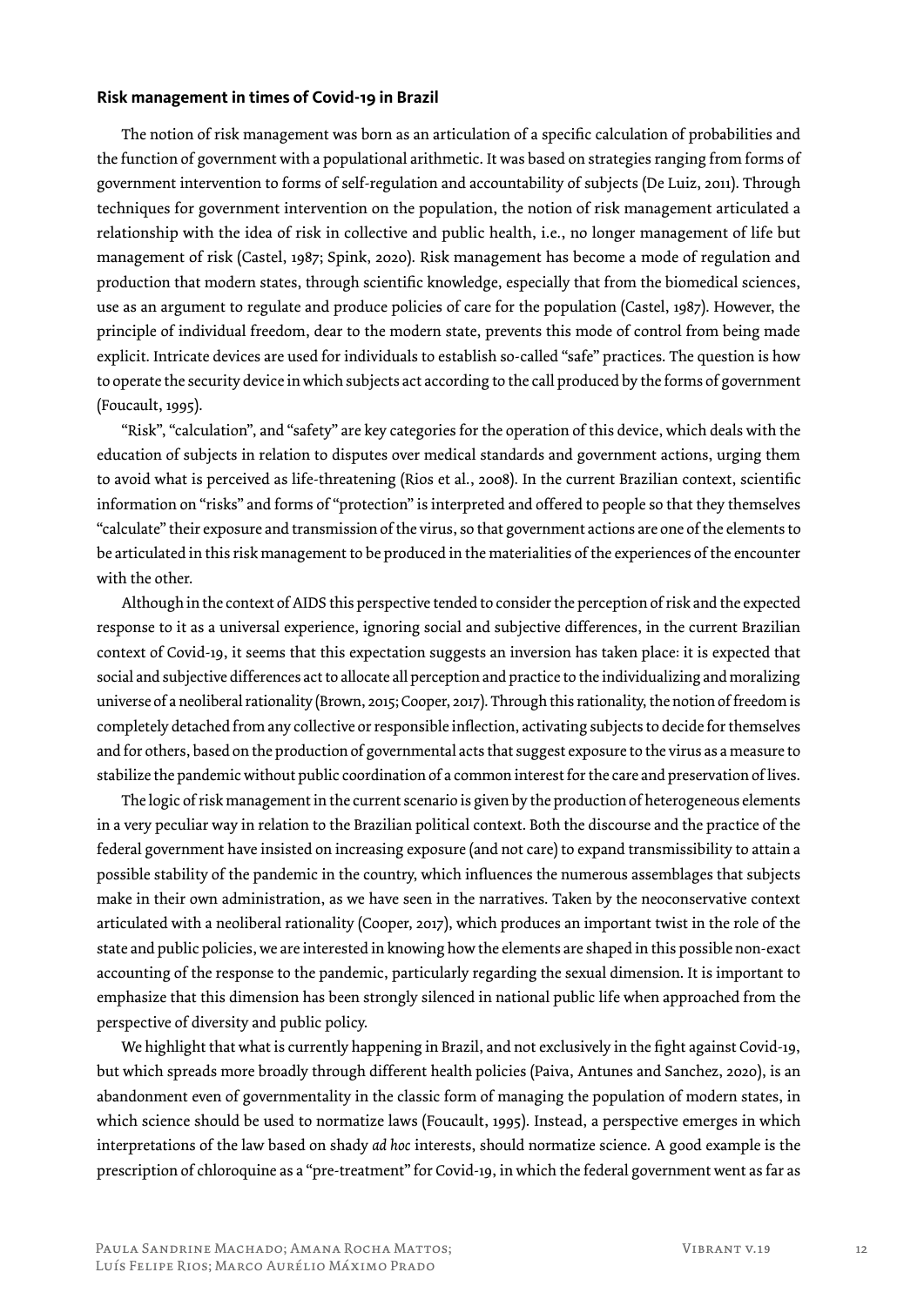#### **Risk management in times of Covid-19 in Brazil**

The notion of risk management was born as an articulation of a specific calculation of probabilities and the function of government with a populational arithmetic. It was based on strategies ranging from forms of government intervention to forms of self-regulation and accountability of subjects (De Luiz, 2011). Through techniques for government intervention on the population, the notion of risk management articulated a relationship with the idea of risk in collective and public health, i.e., no longer management of life but management of risk (Castel, 1987; Spink, 2020). Risk management has become a mode of regulation and production that modern states, through scientific knowledge, especially that from the biomedical sciences, use as an argument to regulate and produce policies of care for the population (Castel, 1987). However, the principle of individual freedom, dear to the modern state, prevents this mode of control from being made explicit. Intricate devices are used for individuals to establish so-called "safe" practices. The question is how to operate the security device in which subjects act according to the call produced by the forms of government (Foucault, 1995).

"Risk", "calculation", and "safety" are key categories for the operation of this device, which deals with the education of subjects in relation to disputes over medical standards and government actions, urging them to avoid what is perceived as life-threatening (Rios et al., 2008). In the current Brazilian context, scientific information on "risks" and forms of "protection" is interpreted and offered to people so that they themselves "calculate" their exposure and transmission of the virus, so that government actions are one of the elements to be articulated in this risk management to be produced in the materialities of the experiences of the encounter with the other.

Although in the context of AIDS this perspective tended to consider the perception of risk and the expected response to it as a universal experience, ignoring social and subjective differences, in the current Brazilian context of Covid-19, it seems that this expectation suggests an inversion has taken place: it is expected that social and subjective differences act to allocate all perception and practice to the individualizing and moralizing universe of a neoliberal rationality (Brown, 2015; Cooper, 2017). Through this rationality, the notion of freedom is completely detached from any collective or responsible inflection, activating subjects to decide for themselves and for others, based on the production of governmental acts that suggest exposure to the virus as a measure to stabilize the pandemic without public coordination of a common interest for the care and preservation of lives.

The logic of risk management in the current scenario is given by the production of heterogeneous elements in a very peculiar way in relation to the Brazilian political context. Both the discourse and the practice of the federal government have insisted on increasing exposure (and not care) to expand transmissibility to attain a possible stability of the pandemic in the country, which influences the numerous assemblages that subjects make in their own administration, as we have seen in the narratives. Taken by the neoconservative context articulated with a neoliberal rationality (Cooper, 2017), which produces an important twist in the role of the state and public policies, we are interested in knowing how the elements are shaped in this possible non-exact accounting of the response to the pandemic, particularly regarding the sexual dimension. It is important to emphasize that this dimension has been strongly silenced in national public life when approached from the perspective of diversity and public policy.

We highlight that what is currently happening in Brazil, and not exclusively in the fight against Covid-19, but which spreads more broadly through different health policies (Paiva, Antunes and Sanchez, 2020), is an abandonment even of governmentality in the classic form of managing the population of modern states, in which science should be used to normatize laws (Foucault, 1995). Instead, a perspective emerges in which interpretations of the law based on shady *ad hoc* interests, should normatize science. A good example is the prescription of chloroquine as a "pre-treatment" for Covid-19, in which the federal government went as far as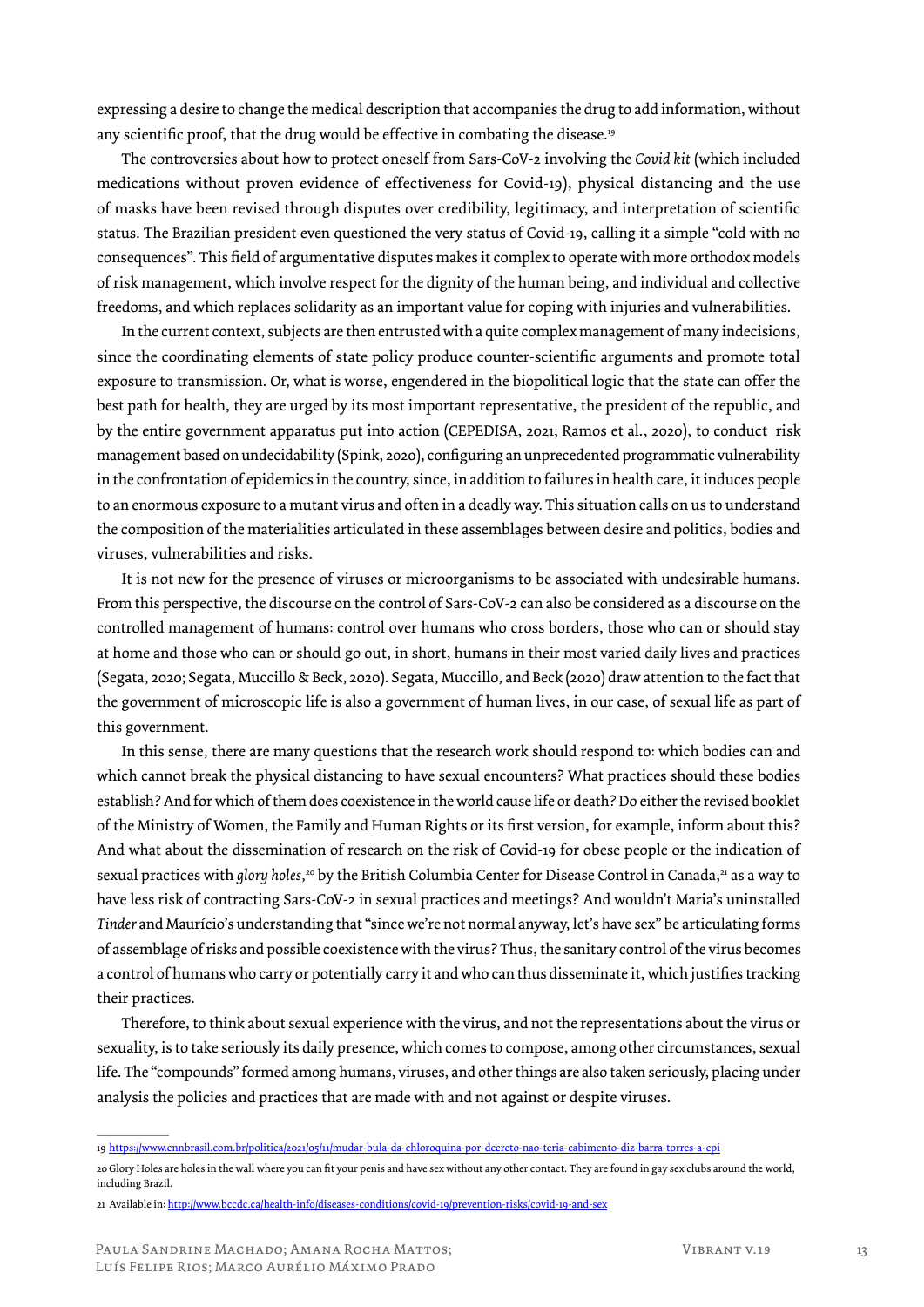expressing a desire to change the medical description that accompanies the drug to add information, without any scientific proof, that the drug would be effective in combating the disease.[19]

The controversies about how to protect oneself from Sars-CoV-2 involving the *Covid kit* (which included medications without proven evidence of effectiveness for Covid-19), physical distancing and the use of masks have been revised through disputes over credibility, legitimacy, and interpretation of scientific status. The Brazilian president even questioned the very status of Covid-19, calling it a simple "cold with no consequences". This field of argumentative disputes makes it complex to operate with more orthodox models of risk management, which involve respect for the dignity of the human being, and individual and collective freedoms, and which replaces solidarity as an important value for coping with injuries and vulnerabilities.

In the current context, subjects are then entrusted with a quite complex management of many indecisions, since the coordinating elements of state policy produce counter-scientific arguments and promote total exposure to transmission. Or, what is worse, engendered in the biopolitical logic that the state can offer the best path for health, they are urged by its most important representative, the president of the republic, and by the entire government apparatus put into action (CEPEDISA, 2021; Ramos et al., 2020), to conduct risk management based on undecidability (Spink, 2020), configuring an unprecedented programmatic vulnerability in the confrontation of epidemics in the country, since, in addition to failures in health care, it induces people to an enormous exposure to a mutant virus and often in a deadly way. This situation calls on us to understand the composition of the materialities articulated in these assemblages between desire and politics, bodies and viruses, vulnerabilities and risks.

It is not new for the presence of viruses or microorganisms to be associated with undesirable humans. From this perspective, the discourse on the control of Sars-CoV-2 can also be considered as a discourse on the controlled management of humans: control over humans who cross borders, those who can or should stay at home and those who can or should go out, in short, humans in their most varied daily lives and practices (Segata, 2020; Segata, Muccillo & Beck, 2020). Segata, Muccillo, and Beck (2020) draw attention to the fact that the government of microscopic life is also a government of human lives, in our case, of sexual life as part of this government.

In this sense, there are many questions that the research work should respond to: which bodies can and which cannot break the physical distancing to have sexual encounters? What practices should these bodies establish? And for which of them does coexistence in the world cause life or death? Do either the revised booklet of the Ministry of Women, the Family and Human Rights or its first version, for example, inform about this? And what about the dissemination of research on the risk of Covid-19 for obese people or the indication of sexual practices with *glory holes*,[20] by the British Columbia Center for Disease Control in Canada,[21] as a way to have less risk of contracting Sars-CoV-2 in sexual practices and meetings? And wouldn't Maria's uninstalled *Tinder* and Maurício's understanding that "since we're not normal anyway, let's have sex" be articulating forms of assemblage of risks and possible coexistence with the virus? Thus, the sanitary control of the virus becomes a control of humans who carry or potentially carry it and who can thus disseminate it, which justifies tracking their practices.

Therefore, to think about sexual experience with the virus, and not the representations about the virus or sexuality, is to take seriously its daily presence, which comes to compose, among other circumstances, sexual life. The "compounds" formed among humans, viruses, and other things are also taken seriously, placing under analysis the policies and practices that are made with and not against or despite viruses.

---

19 https://www.cnnbrasil.com.br/politica/2021/05/11/mudar-bula-da-chloroquina-por-decreto-nao-teria-cabimento-diz-barra-torres-a-cpi

20 Glory Holes are holes in the wall where you can fit your penis and have sex without any other contact. They are found in gay sex clubs around the world, including Brazil.

21 Available in: http://www.bccdc.ca/health-info/diseases-conditions/covid-19/prevention-risks/covid-19-and-sex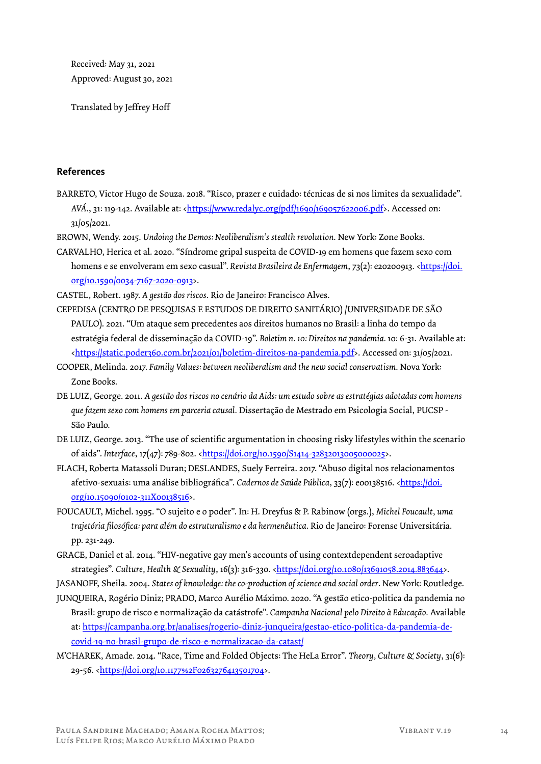Received: May 31, 2021
Approved: August 30, 2021

Translated by Jeffrey Hoff

## References

BARRETO, Victor Hugo de Souza. 2018. "Risco, prazer e cuidado: técnicas de si nos limites da sexualidade". *AVÁ.*, 31: 119-142. Available at: <https://www.redalyc.org/pdf/1690/169057622006.pdf>. Accessed on: 31/05/2021.

BROWN, Wendy. 2015. *Undoing the Demos: Neoliberalism's stealth revolution*. New York: Zone Books.

CARVALHO, Herica et al. 2020. "Síndrome gripal suspeita de COVID-19 em homens que fazem sexo com homens e se envolveram em sexo casual". *Revista Brasileira de Enfermagem*, 73(2): e20200913. <https://doi.org/10.1590/0034-7167-2020-0913>.

CASTEL, Robert. 1987. *A gestão dos riscos*. Rio de Janeiro: Francisco Alves.

CEPEDISA (CENTRO DE PESQUISAS E ESTUDOS DE DIREITO SANITÁRIO) /UNIVERSIDADE DE SÃO PAULO). 2021. "Um ataque sem precedentes aos direitos humanos no Brasil: a linha do tempo da estratégia federal de disseminação da COVID-19". *Boletim n. 10: Direitos na pandemia*. 10: 6-31. Available at: <https://static.poder360.com.br/2021/01/boletim-direitos-na-pandemia.pdf>. Accessed on: 31/05/2021.

COOPER, Melinda. 2017. *Family Values: between neoliberalism and the new social conservatism*. Nova York: Zone Books.

DE LUIZ, George. 2011. *A gestão dos riscos no cenário da Aids: um estudo sobre as estratégias adotadas com homens que fazem sexo com homens em parceria causal*. Dissertação de Mestrado em Psicologia Social, PUCSP - São Paulo.

DE LUIZ, George. 2013. "The use of scientific argumentation in choosing risky lifestyles within the scenario of aids". *Interface*, 17(47): 789-802. <https://doi.org/10.1590/S1414-32832013005000025>.

FLACH, Roberta Matassoli Duran; DESLANDES, Suely Ferreira. 2017. "Abuso digital nos relacionamentos afetivo-sexuais: uma análise bibliográfica". *Cadernos de Saúde Pública*, 33(7): e00138516. <https://doi.org/10.15090/0102-311X00138516>.

FOUCAULT, Michel. 1995. "O sujeito e o poder". In: H. Dreyfus & P. Rabinow (orgs.), *Michel Foucault, uma trajetória filosófica: para além do estruturalismo e da hermenêutica*. Rio de Janeiro: Forense Universitária. pp. 231-249.

GRACE, Daniel et al. 2014. "HIV-negative gay men's accounts of using contextdependent seroadaptive strategies". *Culture, Health & Sexuality*, 16(3): 316-330. <https://doi.org/10.1080/13691058.2014.883644>.

JASANOFF, Sheila. 2004. *States of knowledge: the co-production of science and social order*. New York: Routledge.

JUNQUEIRA, Rogério Diniz; PRADO, Marco Aurélio Máximo. 2020. "A gestão etico-politica da pandemia no Brasil: grupo de risco e normalização da catástrofe". *Campanha Nacional pelo Direito à Educação*. Available at: https://campanha.org.br/analises/rogerio-diniz-junqueira/gestao-etico-politica-da-pandemia-de-covid-19-no-brasil-grupo-de-risco-e-normalizacao-da-catast/

M'CHAREK, Amade. 2014. "Race, Time and Folded Objects: The HeLa Error". *Theory, Culture & Society*, 31(6): 29-56. <https://doi.org/10.1177%2F0263276413501704>.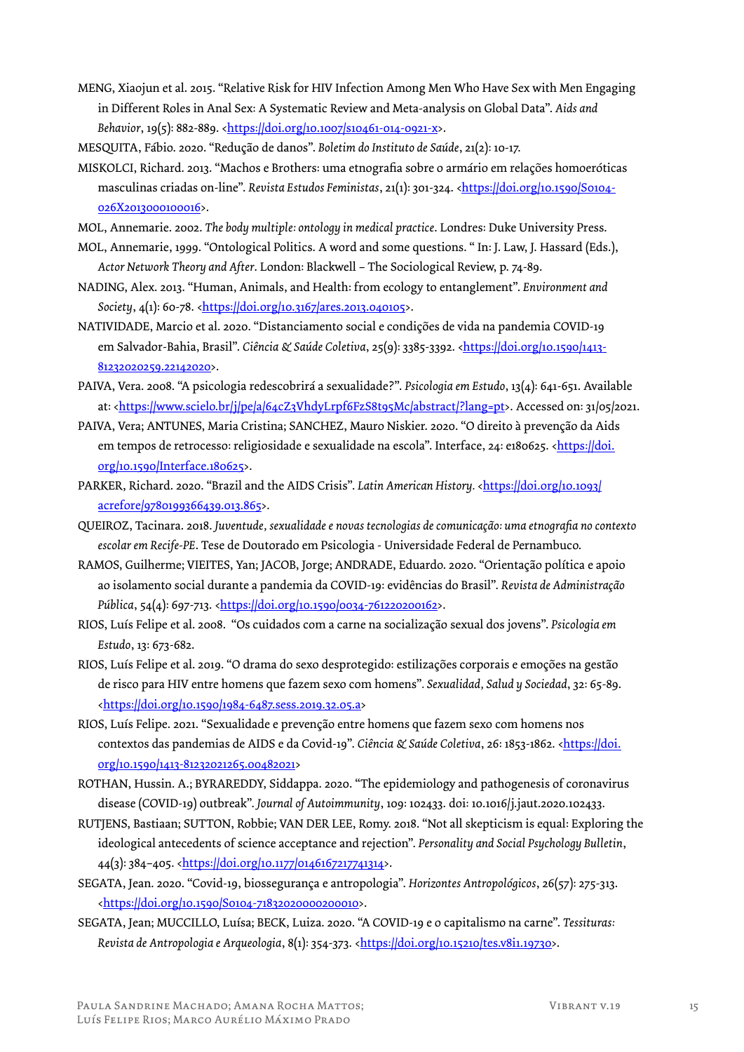MENG, Xiaojun et al. 2015. "Relative Risk for HIV Infection Among Men Who Have Sex with Men Engaging in Different Roles in Anal Sex: A Systematic Review and Meta-analysis on Global Data". *Aids and Behavior*, 19(5): 882-889. <https://doi.org/10.1007/s10461-014-0921-x>.

MESQUITA, Fábio. 2020. "Redução de danos". *Boletim do Instituto de Saúde*, 21(2): 10-17.

MISKOLCI, Richard. 2013. "Machos e Brothers: uma etnografia sobre o armário em relações homoeróticas masculinas criadas on-line". *Revista Estudos Feministas*, 21(1): 301-324. <https://doi.org/10.1590/S0104-026X2013000100016>.

MOL, Annemarie. 2002. *The body multiple: ontology in medical practice*. Londres: Duke University Press.

MOL, Annemarie, 1999. "Ontological Politics. A word and some questions. " In: J. Law, J. Hassard (Eds.), *Actor Network Theory and After*. London: Blackwell – The Sociological Review, p. 74-89.

NADING, Alex. 2013. "Human, Animals, and Health: from ecology to entanglement". *Environment and Society*, 4(1): 60-78. <https://doi.org/10.3167/ares.2013.040105>.

NATIVIDADE, Marcio et al. 2020. "Distanciamento social e condições de vida na pandemia COVID-19 em Salvador-Bahia, Brasil". *Ciência & Saúde Coletiva*, 25(9): 3385-3392. <https://doi.org/10.1590/1413-81232020259.22142020>.

PAIVA, Vera. 2008. "A psicologia redescobrirá a sexualidade?". *Psicologia em Estudo*, 13(4): 641-651. Available at: <https://www.scielo.br/j/pe/a/64cZ3VhdyLrpf6FzS8t95Mc/abstract/?lang=pt>. Accessed on: 31/05/2021.

PAIVA, Vera; ANTUNES, Maria Cristina; SANCHEZ, Mauro Niskier. 2020. "O direito à prevenção da Aids em tempos de retrocesso: religiosidade e sexualidade na escola". Interface, 24: e180625. <https://doi.org/10.1590/Interface.180625>.

PARKER, Richard. 2020. "Brazil and the AIDS Crisis". *Latin American History*. <https://doi.org/10.1093/acrefore/9780199366439.013.865>.

QUEIROZ, Tacinara. 2018. *Juventude, sexualidade e novas tecnologias de comunicação: uma etnografia no contexto escolar em Recife-PE*. Tese de Doutorado em Psicologia - Universidade Federal de Pernambuco.

RAMOS, Guilherme; VIEITES, Yan; JACOB, Jorge; ANDRADE, Eduardo. 2020. "Orientação política e apoio ao isolamento social durante a pandemia da COVID-19: evidências do Brasil". *Revista de Administração Pública*, 54(4): 697-713. <https://doi.org/10.1590/0034-761220200162>.

RIOS, Luís Felipe et al. 2008. "Os cuidados com a carne na socialização sexual dos jovens". *Psicologia em Estudo*, 13: 673-682.

RIOS, Luís Felipe et al. 2019. "O drama do sexo desprotegido: estilizações corporais e emoções na gestão de risco para HIV entre homens que fazem sexo com homens". *Sexualidad, Salud y Sociedad*, 32: 65-89. <https://doi.org/10.1590/1984-6487.sess.2019.32.05.a>

RIOS, Luís Felipe. 2021. "Sexualidade e prevenção entre homens que fazem sexo com homens nos contextos das pandemias de AIDS e da Covid-19". *Ciência & Saúde Coletiva*, 26: 1853-1862. <https://doi.org/10.1590/1413-81232021265.00482021>

ROTHAN, Hussin. A.; BYRAREDDY, Siddappa. 2020. "The epidemiology and pathogenesis of coronavirus disease (COVID-19) outbreak". *Journal of Autoimmunity*, 109: 102433. doi: 10.1016/j.jaut.2020.102433.

RUTJENS, Bastiaan; SUTTON, Robbie; VAN DER LEE, Romy. 2018. "Not all skepticism is equal: Exploring the ideological antecedents of science acceptance and rejection". *Personality and Social Psychology Bulletin*, 44(3): 384–405. <https://doi.org/10.1177/0146167217741314>.

SEGATA, Jean. 2020. "Covid-19, biossegurança e antropologia". *Horizontes Antropológicos*, 26(57): 275-313. <https://doi.org/10.1590/S0104-71832020000200010>.

SEGATA, Jean; MUCCILLO, Luísa; BECK, Luiza. 2020. "A COVID-19 e o capitalismo na carne". *Tessituras: Revista de Antropologia e Arqueologia*, 8(1): 354-373. <https://doi.org/10.15210/tes.v8i1.19730>.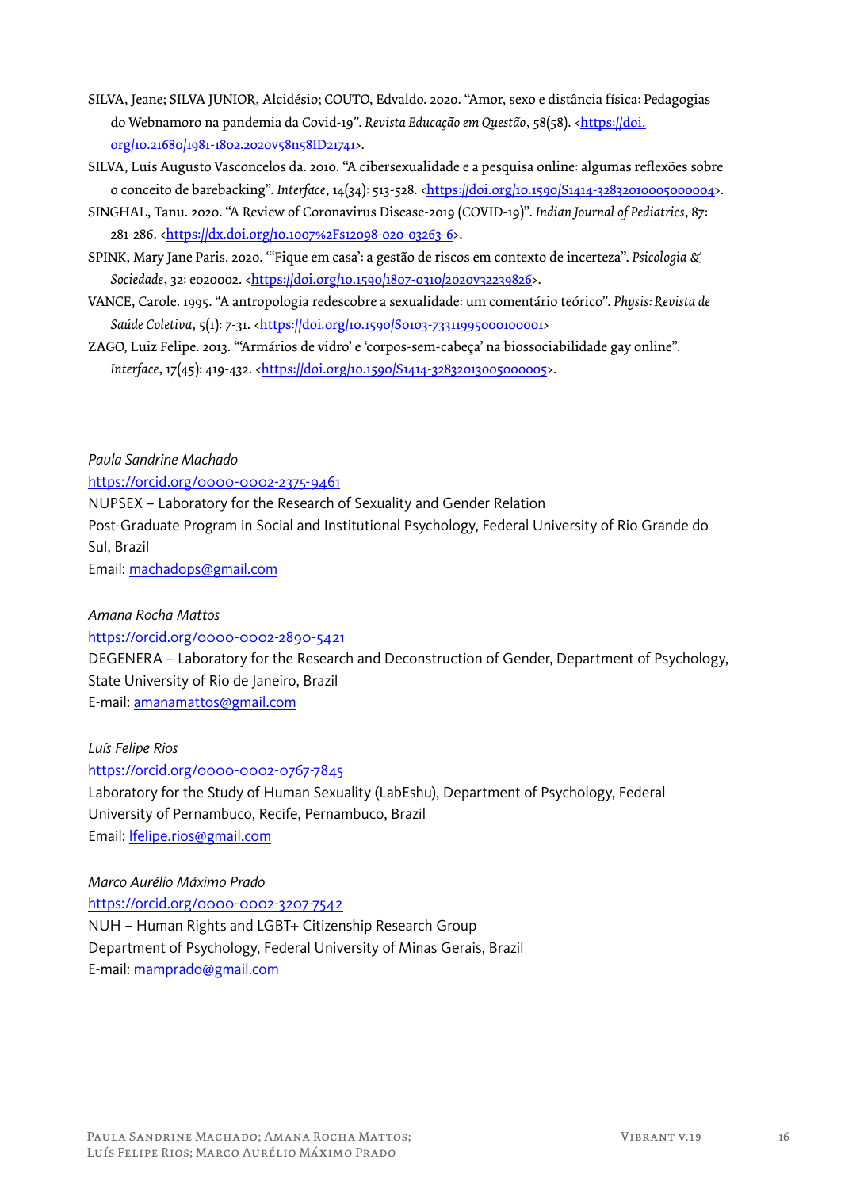SILVA, Jeane; SILVA JUNIOR, Alcidésio; COUTO, Edvaldo. 2020. "Amor, sexo e distância física: Pedagogias do Webnamoro na pandemia da Covid-19". *Revista Educação em Questão*, 58(58). <https://doi.org/10.21680/1981-1802.2020v58n58ID21741>.

SILVA, Luís Augusto Vasconcelos da. 2010. "A cibersexualidade e a pesquisa online: algumas reflexões sobre o conceito de barebacking". *Interface*, 14(34): 513-528. <https://doi.org/10.1590/S1414-32832010005000004>.

SINGHAL, Tanu. 2020. "A Review of Coronavirus Disease-2019 (COVID-19)". *Indian Journal of Pediatrics*, 87: 281-286. <https://dx.doi.org/10.1007%2Fs12098-020-03263-6>.

SPINK, Mary Jane Paris. 2020. "'Fique em casa': a gestão de riscos em contexto de incerteza". *Psicologia & Sociedade*, 32: e020002. <https://doi.org/10.1590/1807-0310/2020v32239826>.

VANCE, Carole. 1995. "A antropologia redescobre a sexualidade: um comentário teórico". *Physis: Revista de Saúde Coletiva*, 5(1): 7-31. <https://doi.org/10.1590/S0103-73311995000100001>

ZAGO, Luiz Felipe. 2013. "'Armários de vidro' e 'corpos-sem-cabeça' na biossociabilidade gay online". *Interface*, 17(45): 419-432. <https://doi.org/10.1590/S1414-32832013005000005>.

*Paula Sandrine Machado*
https://orcid.org/0000-0002-2375-9461
NUPSEX – Laboratory for the Research of Sexuality and Gender Relation
Post-Graduate Program in Social and Institutional Psychology, Federal University of Rio Grande do Sul, Brazil
Email: machadops@gmail.com

*Amana Rocha Mattos*
https://orcid.org/0000-0002-2890-5421
DEGENERA – Laboratory for the Research and Deconstruction of Gender, Department of Psychology, State University of Rio de Janeiro, Brazil
E-mail: amanamattos@gmail.com

*Luís Felipe Rios*
https://orcid.org/0000-0002-0767-7845
Laboratory for the Study of Human Sexuality (LabEshu), Department of Psychology, Federal University of Pernambuco, Recife, Pernambuco, Brazil
Email: lfelipe.rios@gmail.com

*Marco Aurélio Máximo Prado*
https://orcid.org/0000-0002-3207-7542
NUH – Human Rights and LGBT+ Citizenship Research Group
Department of Psychology, Federal University of Minas Gerais, Brazil
E-mail: mamprado@gmail.com